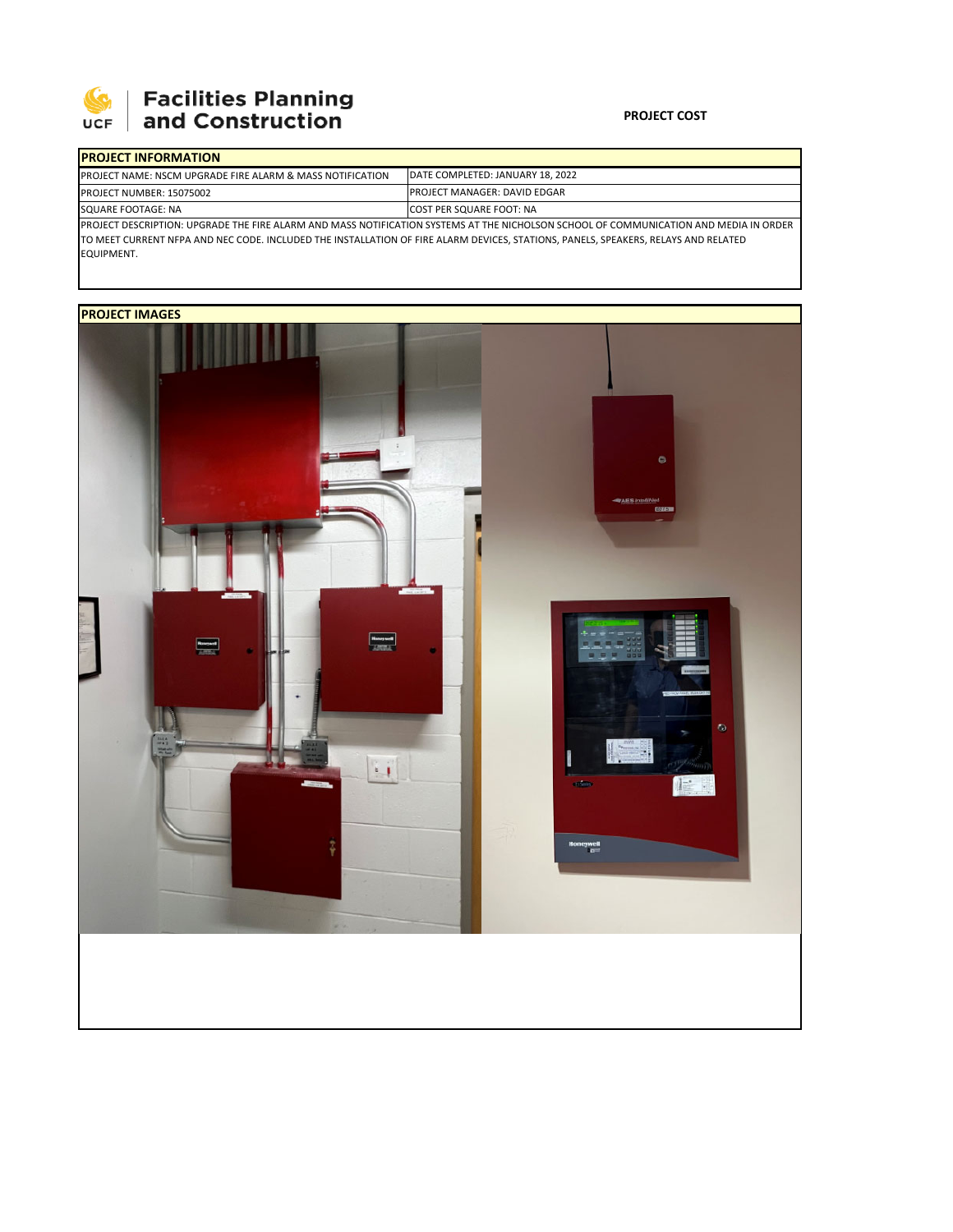# Facilities Planning and Construction

UCF

**PROJECT COST**

| **PROJECT INFORMATION** | |
|---|---|
| PROJECT NAME: NSCM UPGRADE FIRE ALARM & MASS NOTIFICATION | DATE COMPLETED: JANUARY 18, 2022 |
| PROJECT NUMBER: 15075002 | PROJECT MANAGER: DAVID EDGAR |
| SQUARE FOOTAGE: NA | COST PER SQUARE FOOT: NA |

PROJECT DESCRIPTION: UPGRADE THE FIRE ALARM AND MASS NOTIFICATION SYSTEMS AT THE NICHOLSON SCHOOL OF COMMUNICATION AND MEDIA IN ORDER TO MEET CURRENT NFPA AND NEC CODE. INCLUDED THE INSTALLATION OF FIRE ALARM DEVICES, STATIONS, PANELS, SPEAKERS, RELAYS AND RELATED EQUIPMENT.

**PROJECT IMAGES**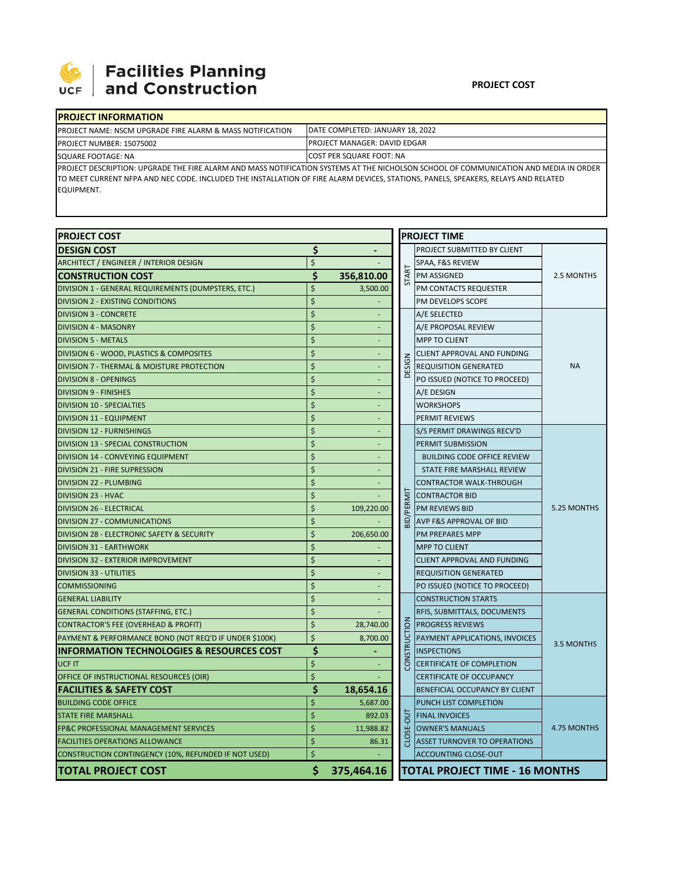Facilities Planning and Construction

**PROJECT COST**

| PROJECT INFORMATION | |
|---|---|
| PROJECT NAME: NSCM UPGRADE FIRE ALARM & MASS NOTIFICATION | DATE COMPLETED: JANUARY 18, 2022 |
| PROJECT NUMBER: 15075002 | PROJECT MANAGER: DAVID EDGAR |
| SQUARE FOOTAGE: NA | COST PER SQUARE FOOT: NA |
| PROJECT DESCRIPTION: UPGRADE THE FIRE ALARM AND MASS NOTIFICATION SYSTEMS AT THE NICHOLSON SCHOOL OF COMMUNICATION AND MEDIA IN ORDER TO MEET CURRENT NFPA AND NEC CODE. INCLUDED THE INSTALLATION OF FIRE ALARM DEVICES, STATIONS, PANELS, SPEAKERS, RELAYS AND RELATED EQUIPMENT. | |

| PROJECT COST | |
|---|---|
| **DESIGN COST** | **$ -** |
| ARCHITECT / ENGINEER / INTERIOR DESIGN | $ - |
| **CONSTRUCTION COST** | **$ 356,810.00** |
| DIVISION 1 - GENERAL REQUIREMENTS (DUMPSTERS, ETC.) | $ 3,500.00 |
| DIVISION 2 - EXISTING CONDITIONS | $ - |
| DIVISION 3 - CONCRETE | $ - |
| DIVISION 4 - MASONRY | $ - |
| DIVISION 5 - METALS | $ - |
| DIVISION 6 - WOOD, PLASTICS & COMPOSITES | $ - |
| DIVISION 7 - THERMAL & MOISTURE PROTECTION | $ - |
| DIVISION 8 - OPENINGS | $ - |
| DIVISION 9 - FINISHES | $ - |
| DIVISION 10 - SPECIALTIES | $ - |
| DIVISION 11 - EQUIPMENT | $ - |
| DIVISION 12 - FURNISHINGS | $ - |
| DIVISION 13 - SPECIAL CONSTRUCTION | $ - |
| DIVISION 14 - CONVEYING EQUIPMENT | $ - |
| DIVISION 21 - FIRE SUPRESSION | $ - |
| DIVISION 22 - PLUMBING | $ - |
| DIVISION 23 - HVAC | $ - |
| DIVISION 26 - ELECTRICAL | $ 109,220.00 |
| DIVISION 27 - COMMUNICATIONS | $ - |
| DIVISION 28 - ELECTRONIC SAFETY & SECURITY | $ 206,650.00 |
| DIVISION 31 - EARTHWORK | $ - |
| DIVISION 32 - EXTERIOR IMPROVEMENT | $ - |
| DIVISION 33 - UTILITIES | $ - |
| COMMISSIONING | $ - |
| GENERAL LIABILITY | $ - |
| GENERAL CONDITIONS (STAFFING, ETC.) | $ - |
| CONTRACTOR'S FEE (OVERHEAD & PROFIT) | $ 28,740.00 |
| PAYMENT & PERFORMANCE BOND (NOT REQ'D IF UNDER $100K) | $ 8,700.00 |
| **INFORMATION TECHNOLOGIES & RESOURCES COST** | **$ -** |
| UCF IT | $ - |
| OFFICE OF INSTRUCTIONAL RESOURCES (OIR) | $ - |
| **FACILITIES & SAFETY COST** | **$ 18,654.16** |
| BUILDING CODE OFFICE | $ 5,687.00 |
| STATE FIRE MARSHALL | $ 892.03 |
| FP&C PROFESSIONAL MANAGEMENT SERVICES | $ 11,988.82 |
| FACILITIES OPERATIONS ALLOWANCE | $ 86.31 |
| CONSTRUCTION CONTINGENCY (10%, REFUNDED IF NOT USED) | $ - |
| **TOTAL PROJECT COST** | **$ 375,464.16** |

| PROJECT TIME | | |
|---|---|---|
| START | PROJECT SUBMITTED BY CLIENT | 2.5 MONTHS |
| | SPAA, F&S REVIEW | |
| | PM ASSIGNED | |
| | PM CONTACTS REQUESTER | |
| | PM DEVELOPS SCOPE | |
| DESIGN | A/E SELECTED | NA |
| | A/E PROPOSAL REVIEW | |
| | MPP TO CLIENT | |
| | CLIENT APPROVAL AND FUNDING | |
| | REQUISITION GENERATED | |
| | PO ISSUED (NOTICE TO PROCEED) | |
| | A/E DESIGN | |
| | WORKSHOPS | |
| | PERMIT REVIEWS | |
| BID/PERMIT | S/S PERMIT DRAWINGS RECV'D | 5.25 MONTHS |
| | PERMIT SUBMISSION | |
| | BUILDING CODE OFFICE REVIEW | |
| | STATE FIRE MARSHALL REVIEW | |
| | CONTRACTOR WALK-THROUGH | |
| | CONTRACTOR BID | |
| | PM REVIEWS BID | |
| | AVP F&S APPROVAL OF BID | |
| | PM PREPARES MPP | |
| | MPP TO CLIENT | |
| | CLIENT APPROVAL AND FUNDING | |
| | REQUISITION GENERATED | |
| | PO ISSUED (NOTICE TO PROCEED) | |
| CONSTRUCTION | CONSTRUCTION STARTS | 3.5 MONTHS |
| | RFIS, SUBMITTALS, DOCUMENTS | |
| | PROGRESS REVIEWS | |
| | PAYMENT APPLICATIONS, INVOICES | |
| | INSPECTIONS | |
| | CERTIFICATE OF COMPLETION | |
| | CERTIFICATE OF OCCUPANCY | |
| | BENEFICIAL OCCUPANCY BY CLIENT | |
| CLOSE-OUT | PUNCH LIST COMPLETION | 4.75 MONTHS |
| | FINAL INVOICES | |
| | OWNER'S MANUALS | |
| | ASSET TURNOVER TO OPERATIONS | |
| | ACCOUNTING CLOSE-OUT | |
| **TOTAL PROJECT TIME - 16 MONTHS** | | |